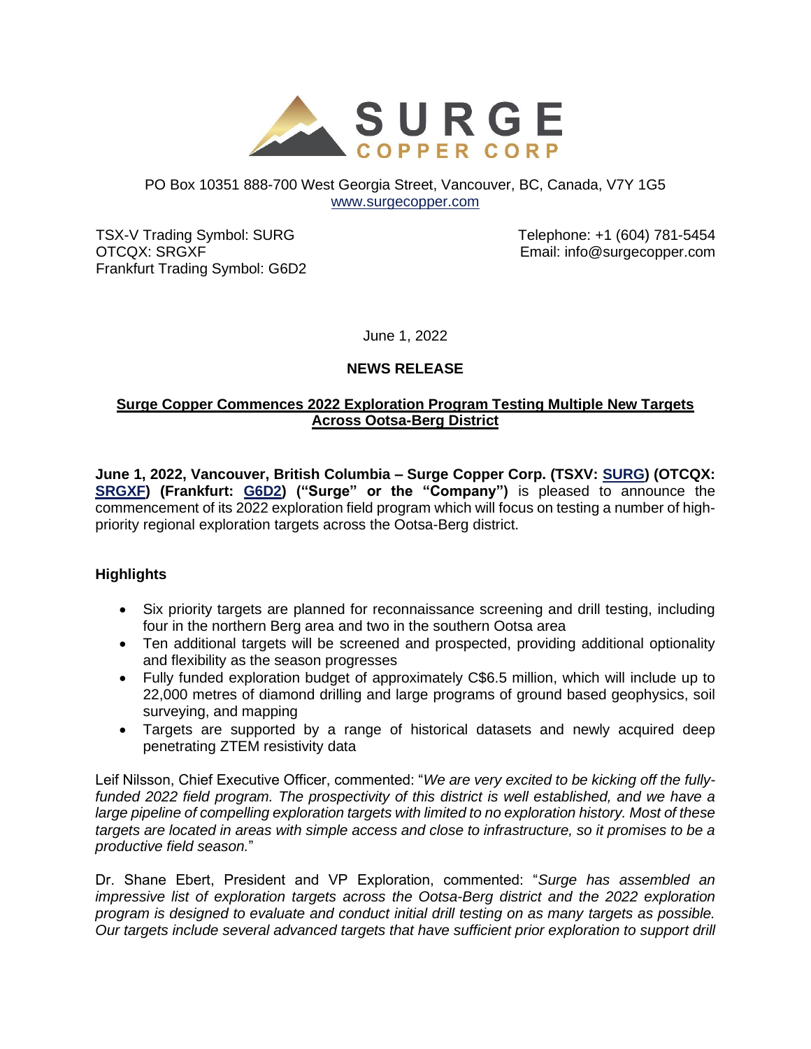# SURGE COPPER CORP

PO Box 10351 888-700 West Georgia Street, Vancouver, BC, Canada, V7Y 1G5
www.surgecopper.com

TSX-V Trading Symbol: SURG
OTCQX: SRGXF
Frankfurt Trading Symbol: G6D2

Telephone: +1 (604) 781-5454
Email: info@surgecopper.com

June 1, 2022

**NEWS RELEASE**

## Surge Copper Commences 2022 Exploration Program Testing Multiple New Targets Across Ootsa-Berg District

**June 1, 2022, Vancouver, British Columbia – Surge Copper Corp. (TSXV: SURG) (OTCQX: SRGXF) (Frankfurt: G6D2) ("Surge" or the "Company")** is pleased to announce the commencement of its 2022 exploration field program which will focus on testing a number of high-priority regional exploration targets across the Ootsa-Berg district.

### Highlights

- Six priority targets are planned for reconnaissance screening and drill testing, including four in the northern Berg area and two in the southern Ootsa area
- Ten additional targets will be screened and prospected, providing additional optionality and flexibility as the season progresses
- Fully funded exploration budget of approximately C$6.5 million, which will include up to 22,000 metres of diamond drilling and large programs of ground based geophysics, soil surveying, and mapping
- Targets are supported by a range of historical datasets and newly acquired deep penetrating ZTEM resistivity data

Leif Nilsson, Chief Executive Officer, commented: "*We are very excited to be kicking off the fully-funded 2022 field program. The prospectivity of this district is well established, and we have a large pipeline of compelling exploration targets with limited to no exploration history. Most of these targets are located in areas with simple access and close to infrastructure, so it promises to be a productive field season.*"

Dr. Shane Ebert, President and VP Exploration, commented: "*Surge has assembled an impressive list of exploration targets across the Ootsa-Berg district and the 2022 exploration program is designed to evaluate and conduct initial drill testing on as many targets as possible. Our targets include several advanced targets that have sufficient prior exploration to support drill*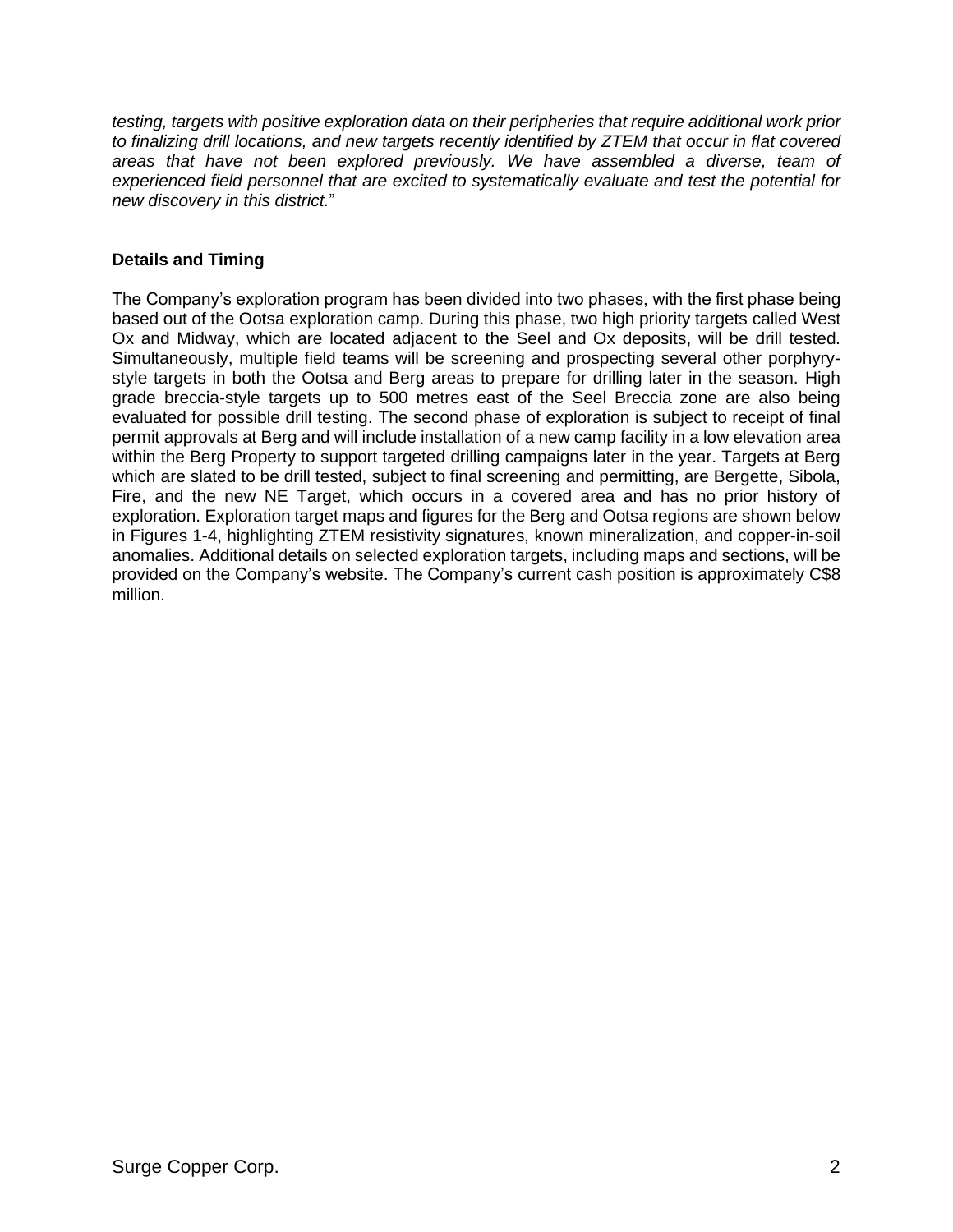*testing, targets with positive exploration data on their peripheries that require additional work prior to finalizing drill locations, and new targets recently identified by ZTEM that occur in flat covered areas that have not been explored previously. We have assembled a diverse, team of experienced field personnel that are excited to systematically evaluate and test the potential for new discovery in this district.*"

**Details and Timing**

The Company's exploration program has been divided into two phases, with the first phase being based out of the Ootsa exploration camp. During this phase, two high priority targets called West Ox and Midway, which are located adjacent to the Seel and Ox deposits, will be drill tested. Simultaneously, multiple field teams will be screening and prospecting several other porphyry-style targets in both the Ootsa and Berg areas to prepare for drilling later in the season. High grade breccia-style targets up to 500 metres east of the Seel Breccia zone are also being evaluated for possible drill testing. The second phase of exploration is subject to receipt of final permit approvals at Berg and will include installation of a new camp facility in a low elevation area within the Berg Property to support targeted drilling campaigns later in the year. Targets at Berg which are slated to be drill tested, subject to final screening and permitting, are Bergette, Sibola, Fire, and the new NE Target, which occurs in a covered area and has no prior history of exploration. Exploration target maps and figures for the Berg and Ootsa regions are shown below in Figures 1-4, highlighting ZTEM resistivity signatures, known mineralization, and copper-in-soil anomalies. Additional details on selected exploration targets, including maps and sections, will be provided on the Company's website. The Company's current cash position is approximately C$8 million.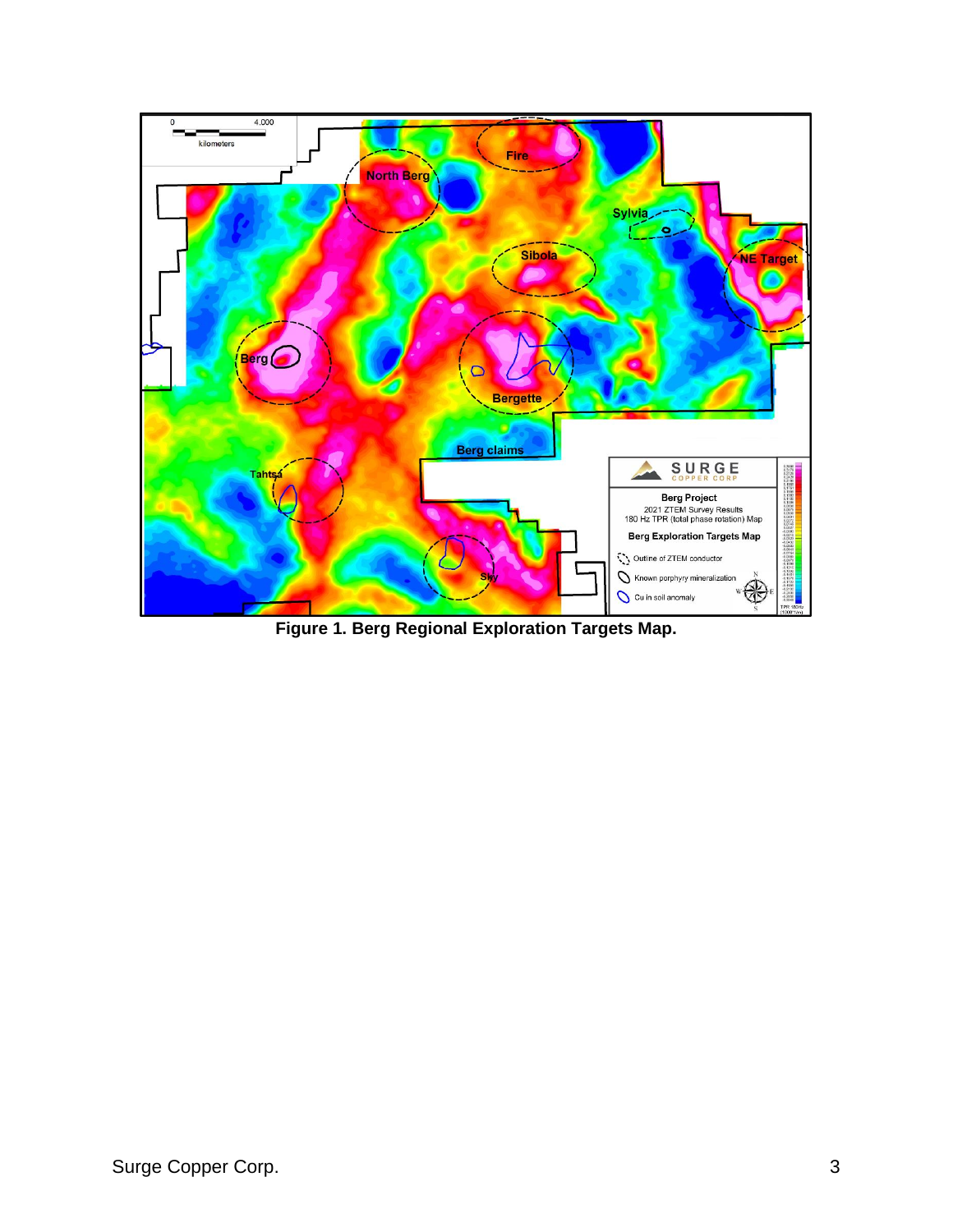**Figure 1. Berg Regional Exploration Targets Map.**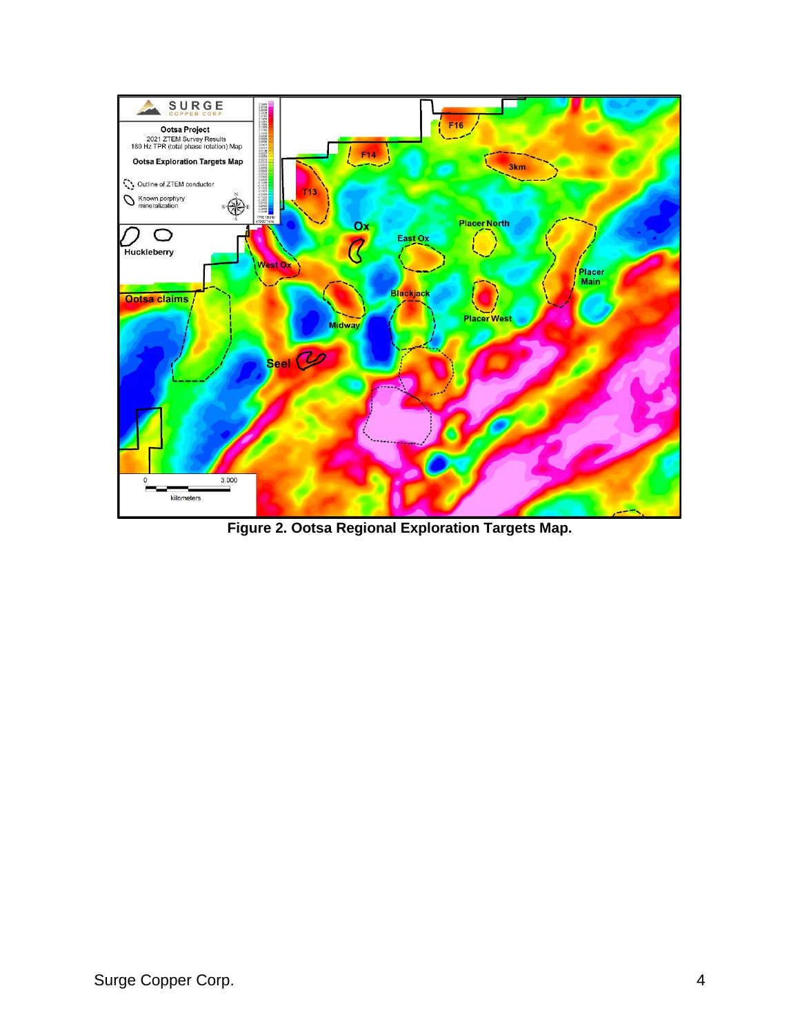**Figure 2. Ootsa Regional Exploration Targets Map.**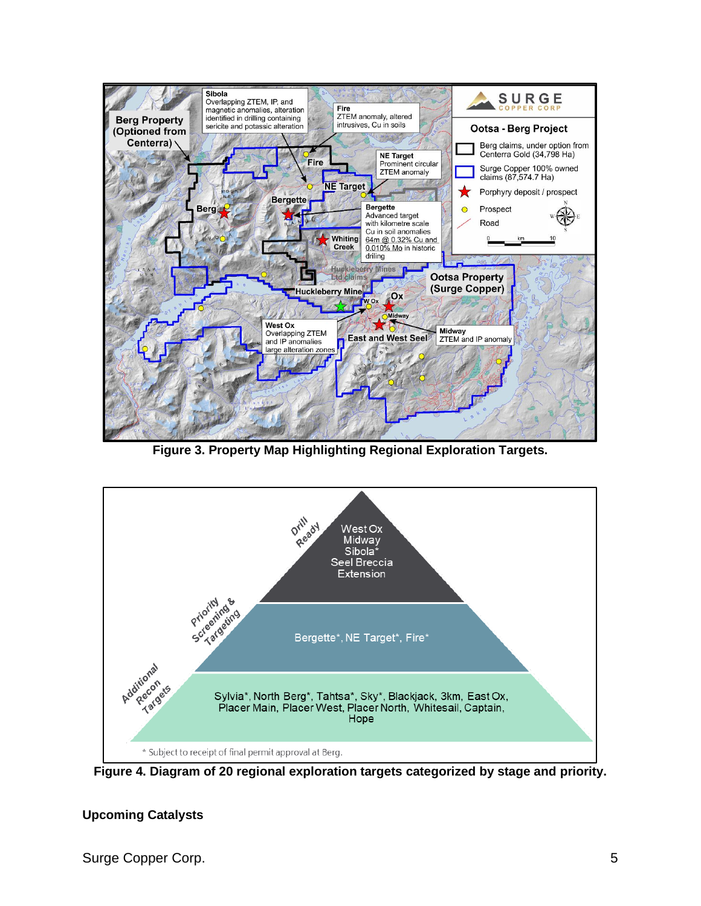Figure 3. Property Map Highlighting Regional Exploration Targets.

Figure 4. Diagram of 20 regional exploration targets categorized by stage and priority.

## Upcoming Catalysts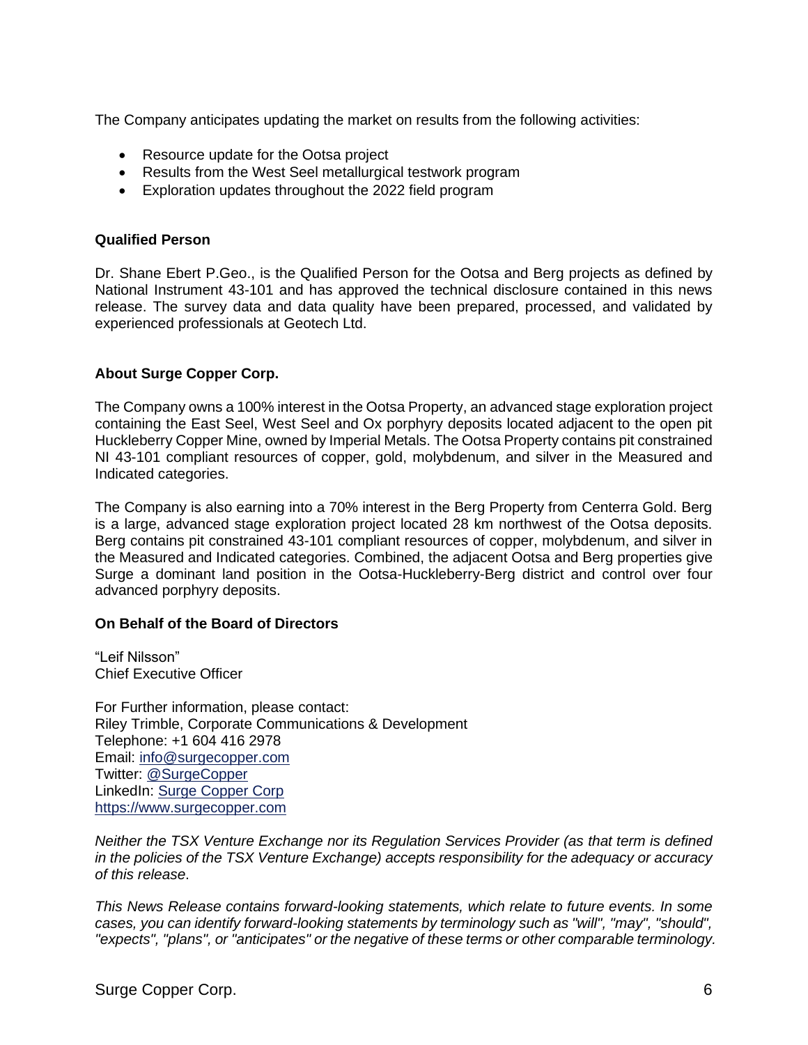The Company anticipates updating the market on results from the following activities:

- Resource update for the Ootsa project
- Results from the West Seel metallurgical testwork program
- Exploration updates throughout the 2022 field program

**Qualified Person**

Dr. Shane Ebert P.Geo., is the Qualified Person for the Ootsa and Berg projects as defined by National Instrument 43-101 and has approved the technical disclosure contained in this news release. The survey data and data quality have been prepared, processed, and validated by experienced professionals at Geotech Ltd.

**About Surge Copper Corp.**

The Company owns a 100% interest in the Ootsa Property, an advanced stage exploration project containing the East Seel, West Seel and Ox porphyry deposits located adjacent to the open pit Huckleberry Copper Mine, owned by Imperial Metals. The Ootsa Property contains pit constrained NI 43-101 compliant resources of copper, gold, molybdenum, and silver in the Measured and Indicated categories.

The Company is also earning into a 70% interest in the Berg Property from Centerra Gold. Berg is a large, advanced stage exploration project located 28 km northwest of the Ootsa deposits. Berg contains pit constrained 43-101 compliant resources of copper, molybdenum, and silver in the Measured and Indicated categories. Combined, the adjacent Ootsa and Berg properties give Surge a dominant land position in the Ootsa-Huckleberry-Berg district and control over four advanced porphyry deposits.

**On Behalf of the Board of Directors**

"Leif Nilsson"
Chief Executive Officer

For Further information, please contact:
Riley Trimble, Corporate Communications & Development
Telephone: +1 604 416 2978
Email: info@surgecopper.com
Twitter: @SurgeCopper
LinkedIn: Surge Copper Corp
https://www.surgecopper.com

*Neither the TSX Venture Exchange nor its Regulation Services Provider (as that term is defined in the policies of the TSX Venture Exchange) accepts responsibility for the adequacy or accuracy of this release*.

*This News Release contains forward-looking statements, which relate to future events. In some cases, you can identify forward-looking statements by terminology such as "will", "may", "should", "expects", "plans", or "anticipates" or the negative of these terms or other comparable terminology.*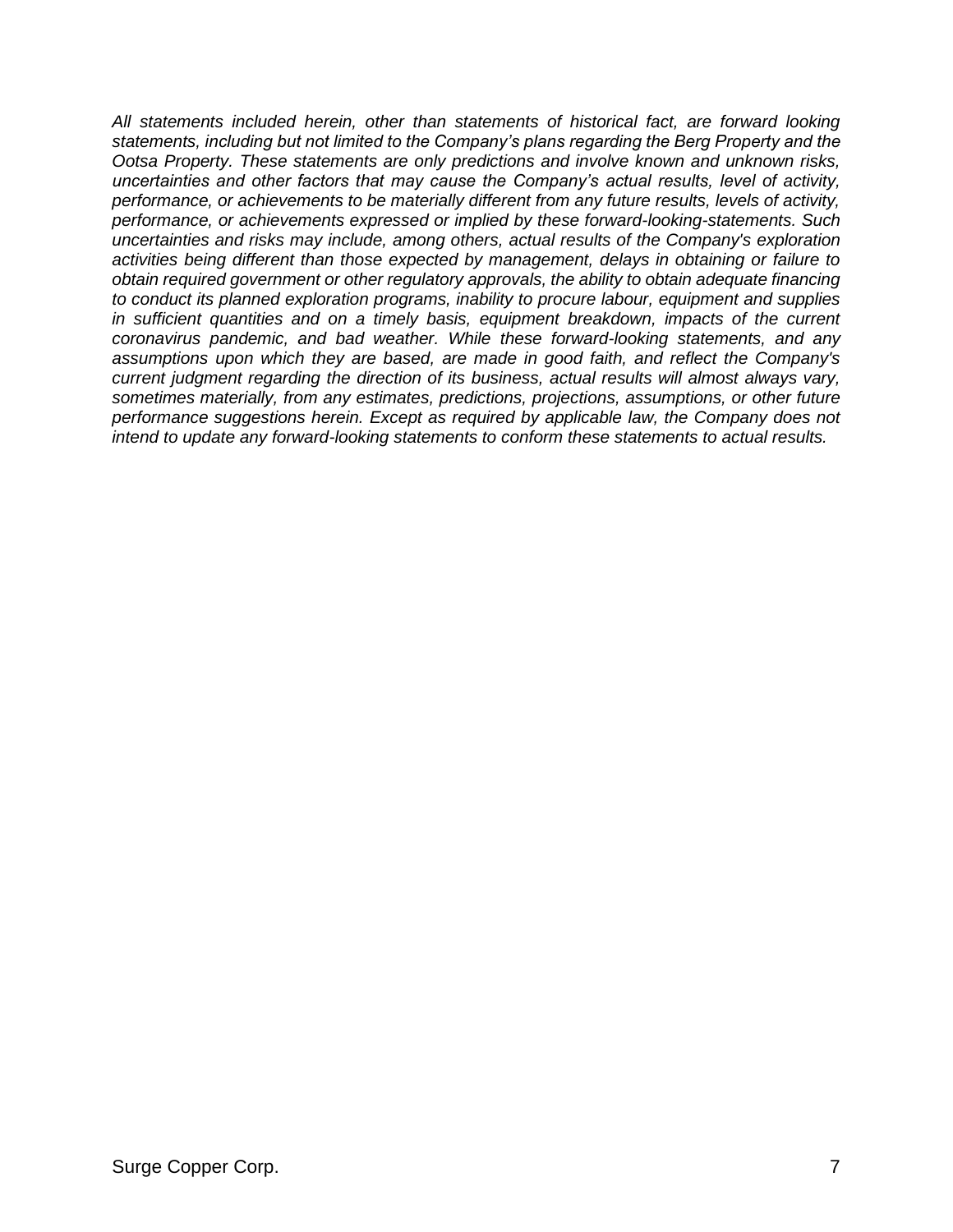*All statements included herein, other than statements of historical fact, are forward looking statements, including but not limited to the Company's plans regarding the Berg Property and the Ootsa Property. These statements are only predictions and involve known and unknown risks, uncertainties and other factors that may cause the Company's actual results, level of activity, performance, or achievements to be materially different from any future results, levels of activity, performance, or achievements expressed or implied by these forward-looking-statements. Such uncertainties and risks may include, among others, actual results of the Company's exploration activities being different than those expected by management, delays in obtaining or failure to obtain required government or other regulatory approvals, the ability to obtain adequate financing to conduct its planned exploration programs, inability to procure labour, equipment and supplies in sufficient quantities and on a timely basis, equipment breakdown, impacts of the current coronavirus pandemic, and bad weather. While these forward-looking statements, and any assumptions upon which they are based, are made in good faith, and reflect the Company's current judgment regarding the direction of its business, actual results will almost always vary, sometimes materially, from any estimates, predictions, projections, assumptions, or other future performance suggestions herein. Except as required by applicable law, the Company does not intend to update any forward-looking statements to conform these statements to actual results.*